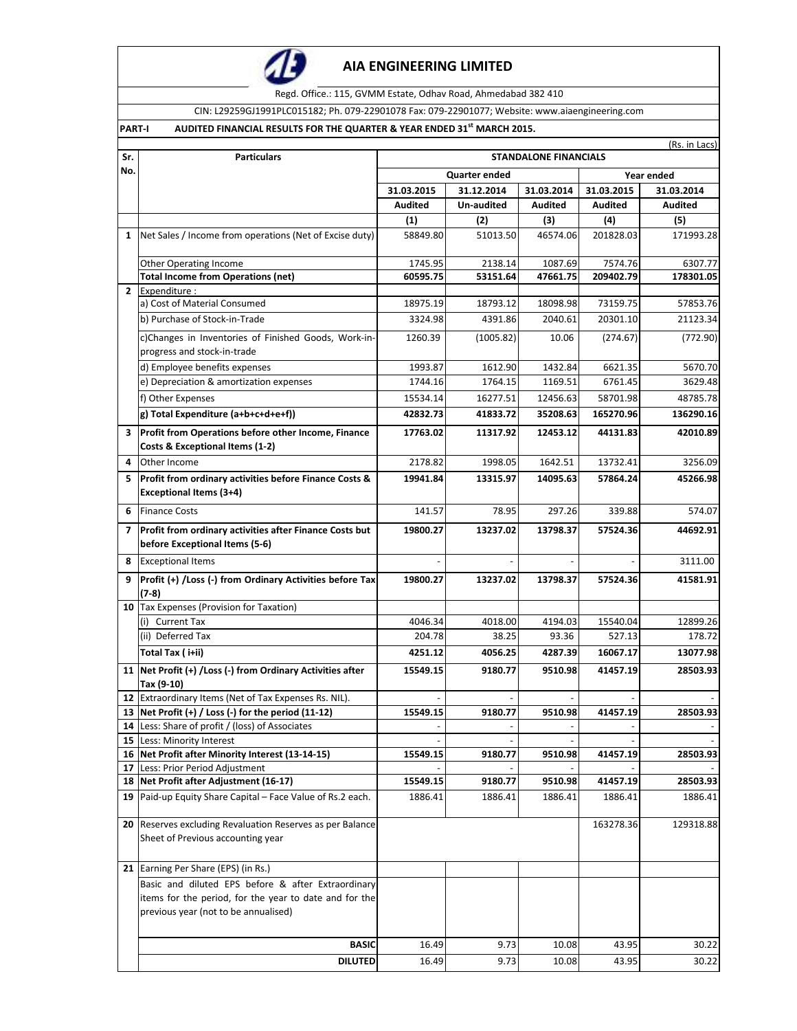# AIA ENGINEERING LIMITED

Regd. Office.: 115, GVMM Estate, Odhav Road, Ahmedabad 382 410

CIN: L29259GJ1991PLC015182; Ph. 079-22901078 Fax: 079-22901077; Website: www.aiaengineering.com

**PART-I AUDITED FINANCIAL RESULTS FOR THE QUARTER & YEAR ENDED 31st MARCH 2015.**

(Rs. in Lacs)

| Sr. No. | Particulars | STANDALONE FINANCIALS | | | | |
|---|---|---|---|---|---|---|
| | | Quarter ended | | | Year ended | |
| | | 31.03.2015 | 31.12.2014 | 31.03.2014 | 31.03.2015 | 31.03.2014 |
| | | Audited | Un-audited | Audited | Audited | Audited |
| | | (1) | (2) | (3) | (4) | (5) |
| 1 | Net Sales / Income from operations (Net of Excise duty) | 58849.80 | 51013.50 | 46574.06 | 201828.03 | 171993.28 |
| | Other Operating Income | 1745.95 | 2138.14 | 1087.69 | 7574.76 | 6307.77 |
| | **Total Income from Operations (net)** | **60595.75** | **53151.64** | **47661.75** | **209402.79** | **178301.05** |
| 2 | Expenditure : | | | | | |
| | a) Cost of Material Consumed | 18975.19 | 18793.12 | 18098.98 | 73159.75 | 57853.76 |
| | b) Purchase of Stock-in-Trade | 3324.98 | 4391.86 | 2040.61 | 20301.10 | 21123.34 |
| | c)Changes in Inventories of Finished Goods, Work-in-progress and stock-in-trade | 1260.39 | (1005.82) | 10.06 | (274.67) | (772.90) |
| | d) Employee benefits expenses | 1993.87 | 1612.90 | 1432.84 | 6621.35 | 5670.70 |
| | e) Depreciation & amortization expenses | 1744.16 | 1764.15 | 1169.51 | 6761.45 | 3629.48 |
| | f) Other Expenses | 15534.14 | 16277.51 | 12456.63 | 58701.98 | 48785.78 |
| | **g) Total Expenditure (a+b+c+d+e+f))** | **42832.73** | **41833.72** | **35208.63** | **165270.96** | **136290.16** |
| 3 | **Profit from Operations before other Income, Finance Costs & Exceptional Items (1-2)** | **17763.02** | **11317.92** | **12453.12** | **44131.83** | **42010.89** |
| 4 | Other Income | 2178.82 | 1998.05 | 1642.51 | 13732.41 | 3256.09 |
| 5 | **Profit from ordinary activities before Finance Costs & Exceptional Items (3+4)** | **19941.84** | **13315.97** | **14095.63** | **57864.24** | **45266.98** |
| 6 | Finance Costs | 141.57 | 78.95 | 297.26 | 339.88 | 574.07 |
| 7 | **Profit from ordinary activities after Finance Costs but before Exceptional Items (5-6)** | **19800.27** | **13237.02** | **13798.37** | **57524.36** | **44692.91** |
| 8 | Exceptional Items | - | - | - | - | 3111.00 |
| 9 | **Profit (+) /Loss (-) from Ordinary Activities before Tax (7-8)** | **19800.27** | **13237.02** | **13798.37** | **57524.36** | **41581.91** |
| 10 | Tax Expenses (Provision for Taxation) | | | | | |
| | (i) Current Tax | 4046.34 | 4018.00 | 4194.03 | 15540.04 | 12899.26 |
| | (ii) Deferred Tax | 204.78 | 38.25 | 93.36 | 527.13 | 178.72 |
| | **Total Tax ( i+ii)** | **4251.12** | **4056.25** | **4287.39** | **16067.17** | **13077.98** |
| 11 | **Net Profit (+) /Loss (-) from Ordinary Activities after Tax (9-10)** | **15549.15** | **9180.77** | **9510.98** | **41457.19** | **28503.93** |
| 12 | Extraordinary Items (Net of Tax Expenses Rs. NIL). | - | - | - | - | - |
| 13 | **Net Profit (+) / Loss (-) for the period (11-12)** | **15549.15** | **9180.77** | **9510.98** | **41457.19** | **28503.93** |
| 14 | Less: Share of profit / (loss) of Associates | - | - | - | - | - |
| 15 | Less: Minority Interest | - | - | - | - | - |
| 16 | **Net Profit after Minority Interest (13-14-15)** | **15549.15** | **9180.77** | **9510.98** | **41457.19** | **28503.93** |
| 17 | Less: Prior Period Adjustment | - | - | - | - | - |
| 18 | **Net Profit after Adjustment (16-17)** | **15549.15** | **9180.77** | **9510.98** | **41457.19** | **28503.93** |
| 19 | Paid-up Equity Share Capital – Face Value of Rs.2 each. | 1886.41 | 1886.41 | 1886.41 | 1886.41 | 1886.41 |
| 20 | Reserves excluding Revaluation Reserves as per Balance Sheet of Previous accounting year | | | | 163278.36 | 129318.88 |
| 21 | Earning Per Share (EPS) (in Rs.) | | | | | |
| | Basic and diluted EPS before & after Extraordinary items for the period, for the year to date and for the previous year (not to be annualised) | | | | | |
| | **BASIC** | 16.49 | 9.73 | 10.08 | 43.95 | 30.22 |
| | **DILUTED** | 16.49 | 9.73 | 10.08 | 43.95 | 30.22 |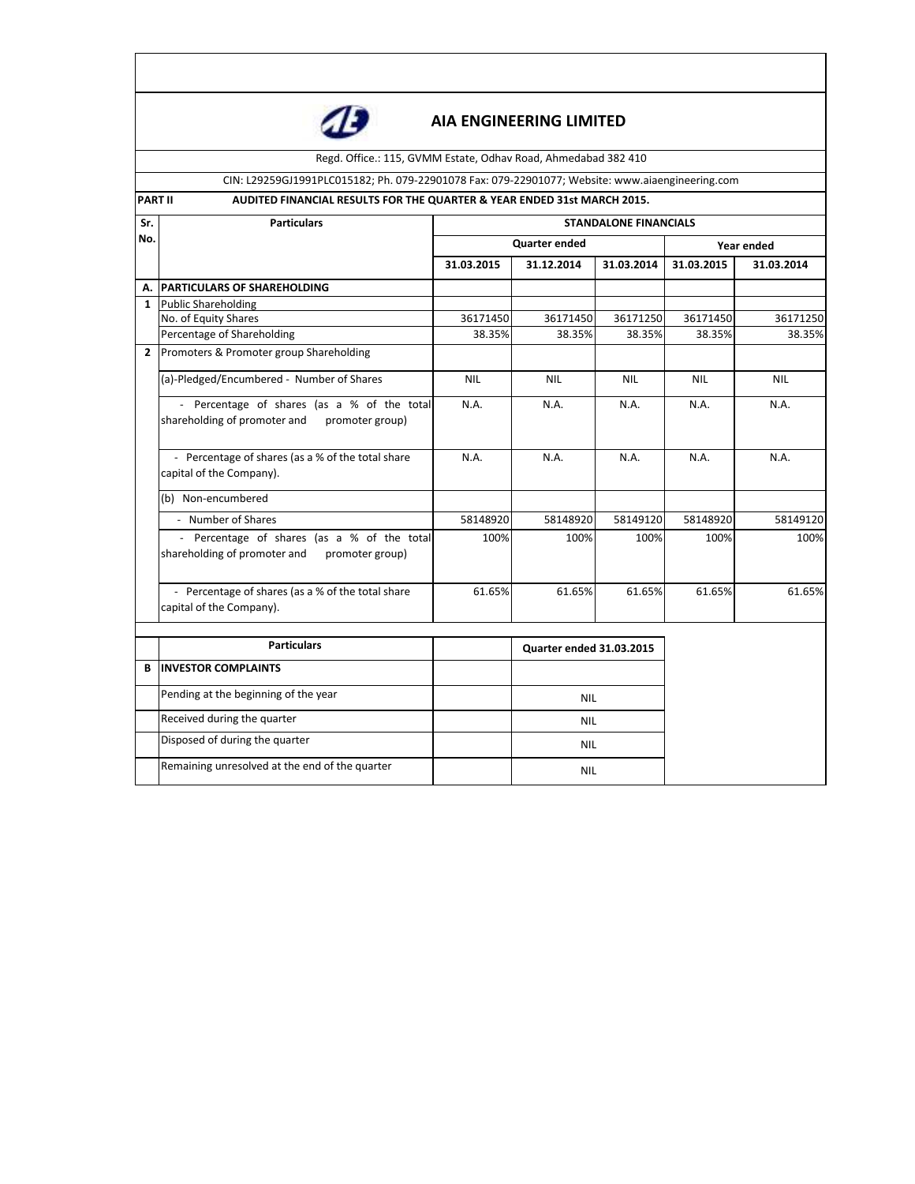# AIA ENGINEERING LIMITED

Regd. Office.: 115, GVMM Estate, Odhav Road, Ahmedabad 382 410

CIN: L29259GJ1991PLC015182; Ph. 079-22901078 Fax: 079-22901077; Website: www.aiaengineering.com

**PART II** **AUDITED FINANCIAL RESULTS FOR THE QUARTER & YEAR ENDED 31st MARCH 2015.**

| Sr. No. | Particulars | STANDALONE FINANCIALS | | | | |
|---|---|---|---|---|---|---|
| | | Quarter ended | | | Year ended | |
| | | 31.03.2015 | 31.12.2014 | 31.03.2014 | 31.03.2015 | 31.03.2014 |
| **A.** | **PARTICULARS OF SHAREHOLDING** | | | | | |
| **1** | Public Shareholding | | | | | |
| | No. of Equity Shares | 36171450 | 36171450 | 36171250 | 36171450 | 36171250 |
| | Percentage of Shareholding | 38.35% | 38.35% | 38.35% | 38.35% | 38.35% |
| **2** | Promoters & Promoter group Shareholding | | | | | |
| | (a)-Pledged/Encumbered - Number of Shares | NIL | NIL | NIL | NIL | NIL |
| | - Percentage of shares (as a % of the total shareholding of promoter and promoter group) | N.A. | N.A. | N.A. | N.A. | N.A. |
| | - Percentage of shares (as a % of the total share capital of the Company). | N.A. | N.A. | N.A. | N.A. | N.A. |
| | (b) Non-encumbered | | | | | |
| | - Number of Shares | 58148920 | 58148920 | 58149120 | 58148920 | 58149120 |
| | - Percentage of shares (as a % of the total shareholding of promoter and promoter group) | 100% | 100% | 100% | 100% | 100% |
| | - Percentage of shares (as a % of the total share capital of the Company). | 61.65% | 61.65% | 61.65% | 61.65% | 61.65% |

| | Particulars | | Quarter ended 31.03.2015 |
|---|---|---|---|
| **B** | **INVESTOR COMPLAINTS** | | |
| | Pending at the beginning of the year | | NIL |
| | Received during the quarter | | NIL |
| | Disposed of during the quarter | | NIL |
| | Remaining unresolved at the end of the quarter | | NIL |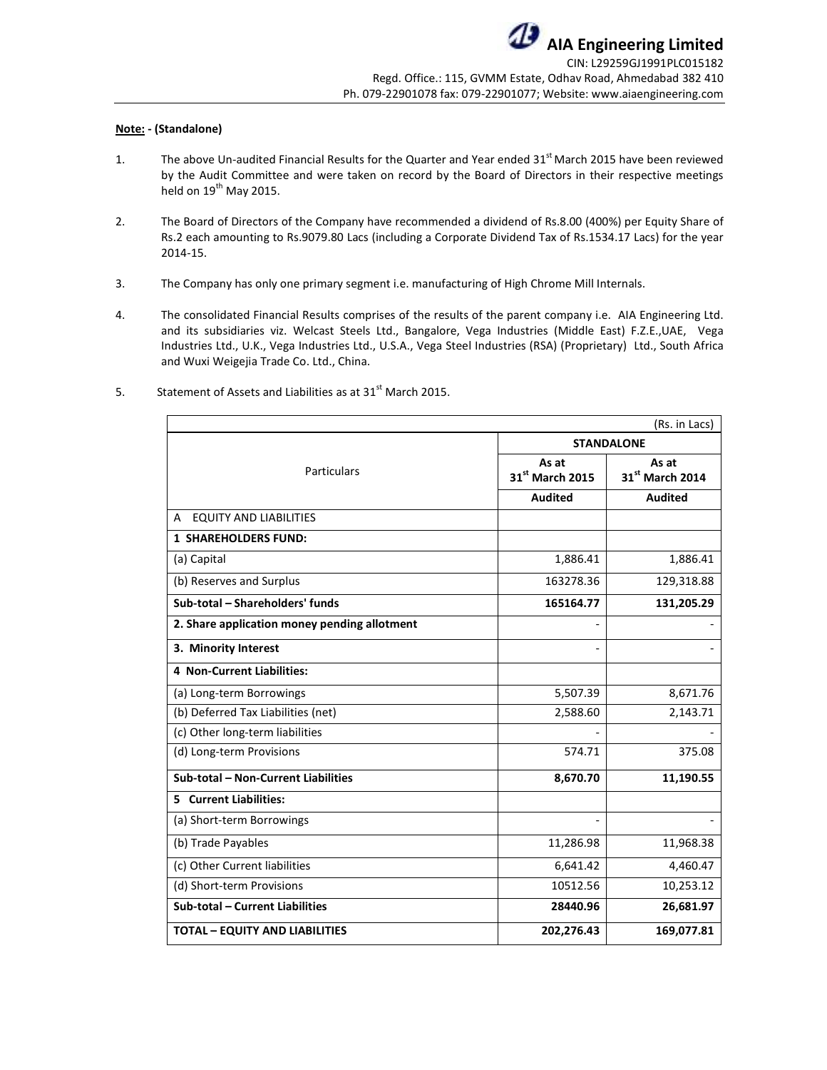**AIA Engineering Limited**
CIN: L29259GJ1991PLC015182
Regd. Office.: 115, GVMM Estate, Odhav Road, Ahmedabad 382 410
Ph. 079-22901078 fax: 079-22901077; Website: www.aiaengineering.com

**Note: - (Standalone)**

1. The above Un-audited Financial Results for the Quarter and Year ended 31st March 2015 have been reviewed by the Audit Committee and were taken on record by the Board of Directors in their respective meetings held on 19th May 2015.

2. The Board of Directors of the Company have recommended a dividend of Rs.8.00 (400%) per Equity Share of Rs.2 each amounting to Rs.9079.80 Lacs (including a Corporate Dividend Tax of Rs.1534.17 Lacs) for the year 2014-15.

3. The Company has only one primary segment i.e. manufacturing of High Chrome Mill Internals.

4. The consolidated Financial Results comprises of the results of the parent company i.e. AIA Engineering Ltd. and its subsidiaries viz. Welcast Steels Ltd., Bangalore, Vega Industries (Middle East) F.Z.E.,UAE, Vega Industries Ltd., U.K., Vega Industries Ltd., U.S.A., Vega Steel Industries (RSA) (Proprietary) Ltd., South Africa and Wuxi Weigejia Trade Co. Ltd., China.

5. Statement of Assets and Liabilities as at 31st March 2015.

(Rs. in Lacs)

| Particulars | STANDALONE | |
|---|---|---|
| | As at 31st March 2015 | As at 31st March 2014 |
| | **Audited** | **Audited** |
| A EQUITY AND LIABILITIES | | |
| **1 SHAREHOLDERS FUND:** | | |
| (a) Capital | 1,886.41 | 1,886.41 |
| (b) Reserves and Surplus | 163278.36 | 129,318.88 |
| **Sub-total – Shareholders' funds** | **165164.77** | **131,205.29** |
| **2. Share application money pending allotment** | - | - |
| **3. Minority Interest** | - | - |
| **4 Non-Current Liabilities:** | | |
| (a) Long-term Borrowings | 5,507.39 | 8,671.76 |
| (b) Deferred Tax Liabilities (net) | 2,588.60 | 2,143.71 |
| (c) Other long-term liabilities | - | - |
| (d) Long-term Provisions | 574.71 | 375.08 |
| **Sub-total – Non-Current Liabilities** | **8,670.70** | **11,190.55** |
| **5 Current Liabilities:** | | |
| (a) Short-term Borrowings | - | - |
| (b) Trade Payables | 11,286.98 | 11,968.38 |
| (c) Other Current liabilities | 6,641.42 | 4,460.47 |
| (d) Short-term Provisions | 10512.56 | 10,253.12 |
| **Sub-total – Current Liabilities** | **28440.96** | **26,681.97** |
| **TOTAL – EQUITY AND LIABILITIES** | **202,276.43** | **169,077.81** |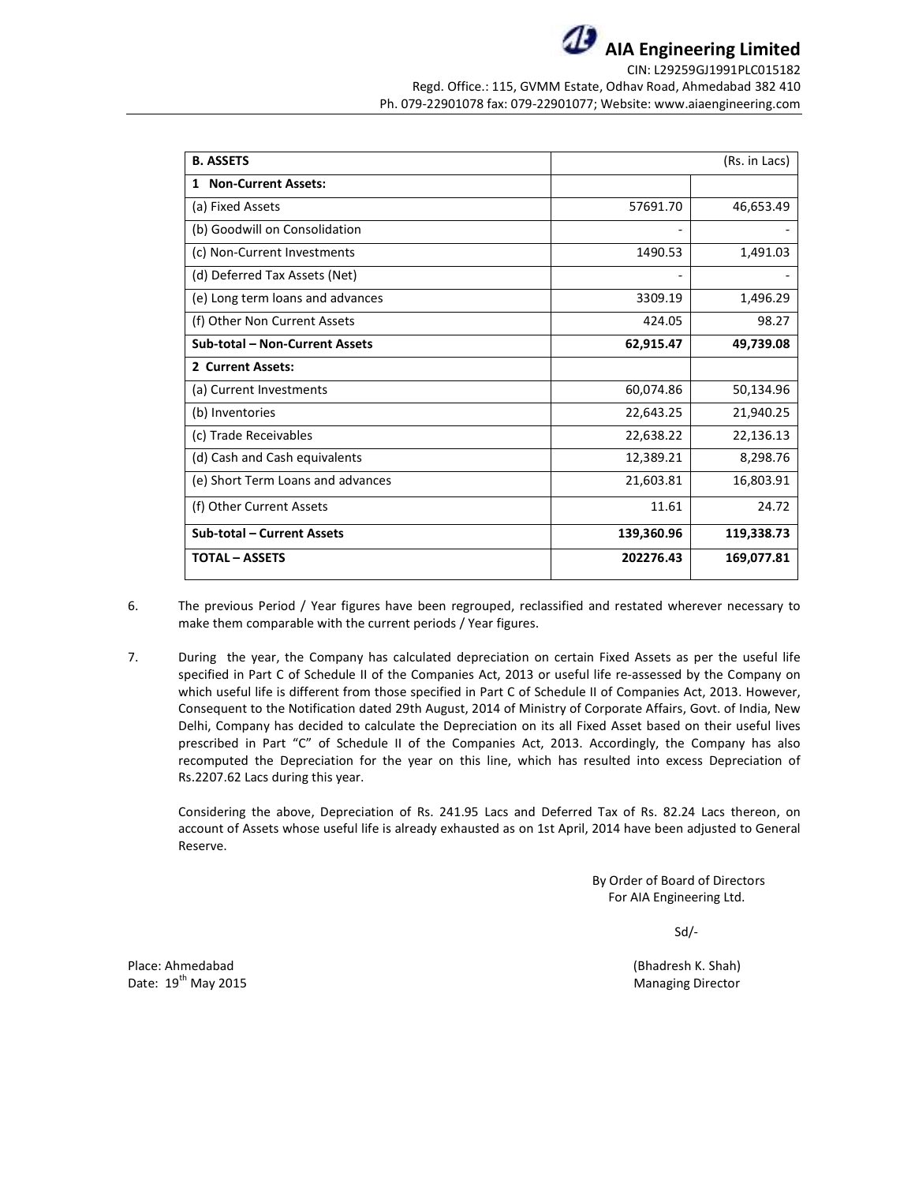| B. ASSETS | (Rs. in Lacs) | |
|---|---|---|
| **1 Non-Current Assets:** | | |
| (a) Fixed Assets | 57691.70 | 46,653.49 |
| (b) Goodwill on Consolidation | - | - |
| (c) Non-Current Investments | 1490.53 | 1,491.03 |
| (d) Deferred Tax Assets (Net) | - | - |
| (e) Long term loans and advances | 3309.19 | 1,496.29 |
| (f) Other Non Current Assets | 424.05 | 98.27 |
| **Sub-total – Non-Current Assets** | **62,915.47** | **49,739.08** |
| **2 Current Assets:** | | |
| (a) Current Investments | 60,074.86 | 50,134.96 |
| (b) Inventories | 22,643.25 | 21,940.25 |
| (c) Trade Receivables | 22,638.22 | 22,136.13 |
| (d) Cash and Cash equivalents | 12,389.21 | 8,298.76 |
| (e) Short Term Loans and advances | 21,603.81 | 16,803.91 |
| (f) Other Current Assets | 11.61 | 24.72 |
| **Sub-total – Current Assets** | **139,360.96** | **119,338.73** |
| **TOTAL – ASSETS** | **202276.43** | **169,077.81** |

6. The previous Period / Year figures have been regrouped, reclassified and restated wherever necessary to make them comparable with the current periods / Year figures.

7. During the year, the Company has calculated depreciation on certain Fixed Assets as per the useful life specified in Part C of Schedule II of the Companies Act, 2013 or useful life re-assessed by the Company on which useful life is different from those specified in Part C of Schedule II of Companies Act, 2013. However, Consequent to the Notification dated 29th August, 2014 of Ministry of Corporate Affairs, Govt. of India, New Delhi, Company has decided to calculate the Depreciation on its all Fixed Asset based on their useful lives prescribed in Part "C" of Schedule II of the Companies Act, 2013. Accordingly, the Company has also recomputed the Depreciation for the year on this line, which has resulted into excess Depreciation of Rs.2207.62 Lacs during this year.

   Considering the above, Depreciation of Rs. 241.95 Lacs and Deferred Tax of Rs. 82.24 Lacs thereon, on account of Assets whose useful life is already exhausted as on 1st April, 2014 have been adjusted to General Reserve.

By Order of Board of Directors
For AIA Engineering Ltd.

Sd/-

(Bhadresh K. Shah)
Managing Director

Place: Ahmedabad
Date: 19th May 2015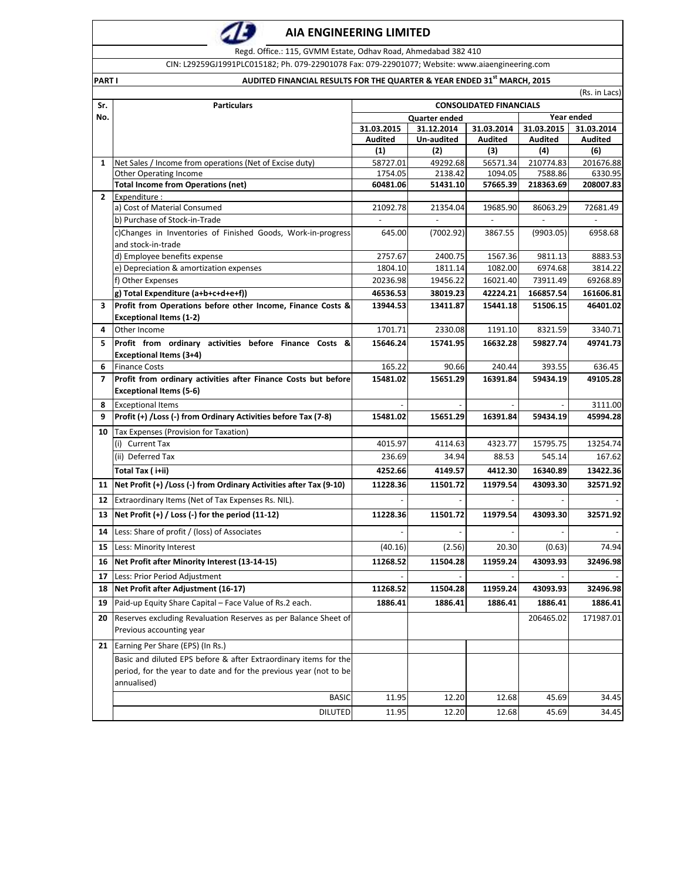# AIA ENGINEERING LIMITED

Regd. Office.: 115, GVMM Estate, Odhav Road, Ahmedabad 382 410

CIN: L29259GJ1991PLC015182; Ph. 079-22901078 Fax: 079-22901077; Website: www.aiaengineering.com

**PART I** **AUDITED FINANCIAL RESULTS FOR THE QUARTER & YEAR ENDED 31st MARCH, 2015**

(Rs. in Lacs)

| Sr. No. | Particulars | CONSOLIDATED FINANCIALS | | | | |
|---|---|---|---|---|---|---|
| | | Quarter ended | | | Year ended | |
| | | 31.03.2015 | 31.12.2014 | 31.03.2014 | 31.03.2015 | 31.03.2014 |
| | | Audited | Un-audited | Audited | Audited | Audited |
| | | (1) | (2) | (3) | (4) | (6) |
| 1 | Net Sales / Income from operations (Net of Excise duty) | 58727.01 | 49292.68 | 56571.34 | 210774.83 | 201676.88 |
| | Other Operating Income | 1754.05 | 2138.42 | 1094.05 | 7588.86 | 6330.95 |
| | **Total Income from Operations (net)** | **60481.06** | **51431.10** | **57665.39** | **218363.69** | **208007.83** |
| 2 | Expenditure : | | | | | |
| | a) Cost of Material Consumed | 21092.78 | 21354.04 | 19685.90 | 86063.29 | 72681.49 |
| | b) Purchase of Stock-in-Trade | - | - | - | - | - |
| | c)Changes in Inventories of Finished Goods, Work-in-progress and stock-in-trade | 645.00 | (7002.92) | 3867.55 | (9903.05) | 6958.68 |
| | d) Employee benefits expense | 2757.67 | 2400.75 | 1567.36 | 9811.13 | 8883.53 |
| | e) Depreciation & amortization expenses | 1804.10 | 1811.14 | 1082.00 | 6974.68 | 3814.22 |
| | f) Other Expenses | 20236.98 | 19456.22 | 16021.40 | 73911.49 | 69268.89 |
| | **g) Total Expenditure (a+b+c+d+e+f))** | **46536.53** | **38019.23** | **42224.21** | **166857.54** | **161606.81** |
| 3 | **Profit from Operations before other Income, Finance Costs & Exceptional Items (1-2)** | **13944.53** | **13411.87** | **15441.18** | **51506.15** | **46401.02** |
| 4 | Other Income | 1701.71 | 2330.08 | 1191.10 | 8321.59 | 3340.71 |
| 5 | **Profit from ordinary activities before Finance Costs & Exceptional Items (3+4)** | **15646.24** | **15741.95** | **16632.28** | **59827.74** | **49741.73** |
| 6 | Finance Costs | 165.22 | 90.66 | 240.44 | 393.55 | 636.45 |
| 7 | **Profit from ordinary activities after Finance Costs but before Exceptional Items (5-6)** | **15481.02** | **15651.29** | **16391.84** | **59434.19** | **49105.28** |
| 8 | Exceptional Items | - | - | - | - | 3111.00 |
| 9 | **Profit (+) /Loss (-) from Ordinary Activities before Tax (7-8)** | **15481.02** | **15651.29** | **16391.84** | **59434.19** | **45994.28** |
| 10 | Tax Expenses (Provision for Taxation) | | | | | |
| | (i) Current Tax | 4015.97 | 4114.63 | 4323.77 | 15795.75 | 13254.74 |
| | (ii) Deferred Tax | 236.69 | 34.94 | 88.53 | 545.14 | 167.62 |
| | **Total Tax ( i+ii)** | **4252.66** | **4149.57** | **4412.30** | **16340.89** | **13422.36** |
| 11 | **Net Profit (+) /Loss (-) from Ordinary Activities after Tax (9-10)** | **11228.36** | **11501.72** | **11979.54** | **43093.30** | **32571.92** |
| 12 | Extraordinary Items (Net of Tax Expenses Rs. NIL). | - | - | - | - | - |
| 13 | **Net Profit (+) / Loss (-) for the period (11-12)** | **11228.36** | **11501.72** | **11979.54** | **43093.30** | **32571.92** |
| 14 | Less: Share of profit / (loss) of Associates | - | - | - | - | - |
| 15 | Less: Minority Interest | (40.16) | (2.56) | 20.30 | (0.63) | 74.94 |
| 16 | **Net Profit after Minority Interest (13-14-15)** | **11268.52** | **11504.28** | **11959.24** | **43093.93** | **32496.98** |
| 17 | Less: Prior Period Adjustment | - | - | - | - | - |
| 18 | **Net Profit after Adjustment (16-17)** | **11268.52** | **11504.28** | **11959.24** | **43093.93** | **32496.98** |
| 19 | Paid-up Equity Share Capital – Face Value of Rs.2 each. | **1886.41** | **1886.41** | **1886.41** | **1886.41** | **1886.41** |
| 20 | Reserves excluding Revaluation Reserves as per Balance Sheet of Previous accounting year | | | | 206465.02 | 171987.01 |
| 21 | Earning Per Share (EPS) (In Rs.) | | | | | |
| | Basic and diluted EPS before & after Extraordinary items for the period, for the year to date and for the previous year (not to be annualised) | | | | | |
| | BASIC | 11.95 | 12.20 | 12.68 | 45.69 | 34.45 |
| | DILUTED | 11.95 | 12.20 | 12.68 | 45.69 | 34.45 |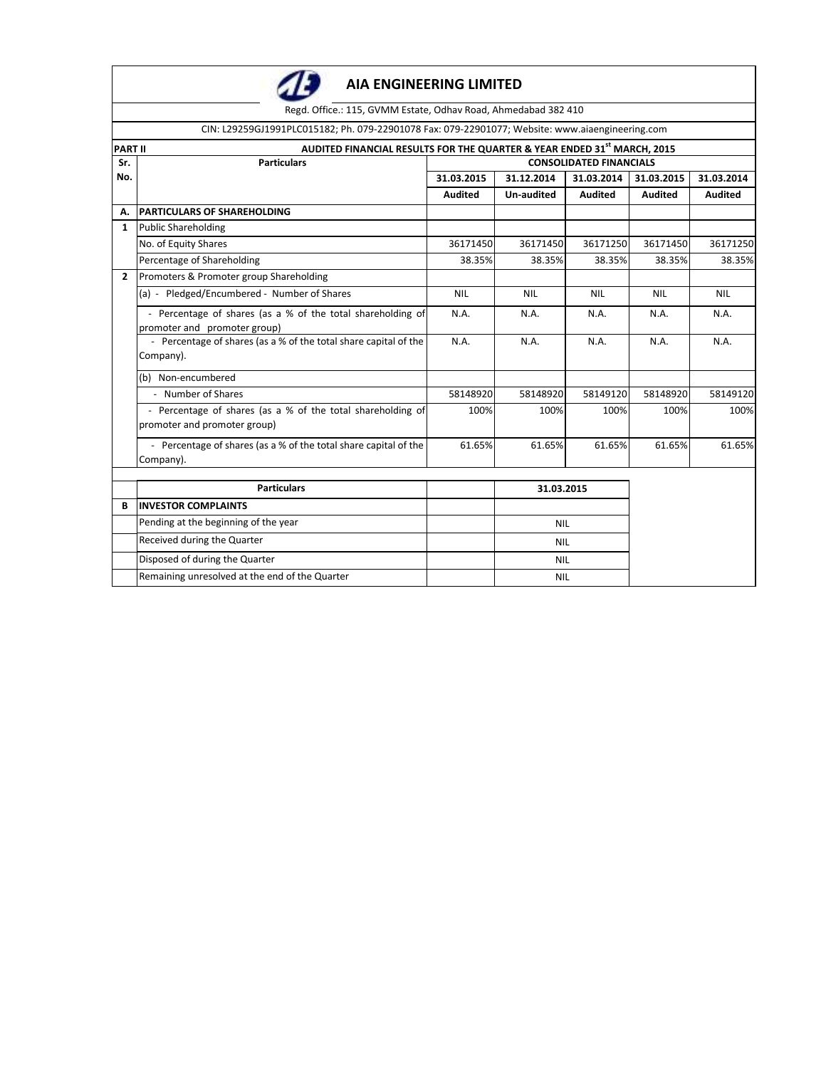# AIA ENGINEERING LIMITED

Regd. Office.: 115, GVMM Estate, Odhav Road, Ahmedabad 382 410

CIN: L29259GJ1991PLC015182; Ph. 079-22901078 Fax: 079-22901077; Website: www.aiaengineering.com

**PART II AUDITED FINANCIAL RESULTS FOR THE QUARTER & YEAR ENDED 31st MARCH, 2015**

| Sr. No. | Particulars | CONSOLIDATED FINANCIALS | | | | |
|---|---|---|---|---|---|---|
| | | 31.03.2015 | 31.12.2014 | 31.03.2014 | 31.03.2015 | 31.03.2014 |
| | | Audited | Un-audited | Audited | Audited | Audited |
| **A.** | **PARTICULARS OF SHAREHOLDING** | | | | | |
| **1** | Public Shareholding | | | | | |
| | No. of Equity Shares | 36171450 | 36171450 | 36171250 | 36171450 | 36171250 |
| | Percentage of Shareholding | 38.35% | 38.35% | 38.35% | 38.35% | 38.35% |
| **2** | Promoters & Promoter group Shareholding | | | | | |
| | (a) - Pledged/Encumbered - Number of Shares | NIL | NIL | NIL | NIL | NIL |
| | - Percentage of shares (as a % of the total shareholding of promoter and promoter group) | N.A. | N.A. | N.A. | N.A. | N.A. |
| | - Percentage of shares (as a % of the total share capital of the Company). | N.A. | N.A. | N.A. | N.A. | N.A. |
| | (b) Non-encumbered | | | | | |
| | - Number of Shares | 58148920 | 58148920 | 58149120 | 58148920 | 58149120 |
| | - Percentage of shares (as a % of the total shareholding of promoter and promoter group) | 100% | 100% | 100% | 100% | 100% |
| | - Percentage of shares (as a % of the total share capital of the Company). | 61.65% | 61.65% | 61.65% | 61.65% | 61.65% |

| | Particulars | | 31.03.2015 |
|---|---|---|---|
| **B** | **INVESTOR COMPLAINTS** | | |
| | Pending at the beginning of the year | | NIL |
| | Received during the Quarter | | NIL |
| | Disposed of during the Quarter | | NIL |
| | Remaining unresolved at the end of the Quarter | | NIL |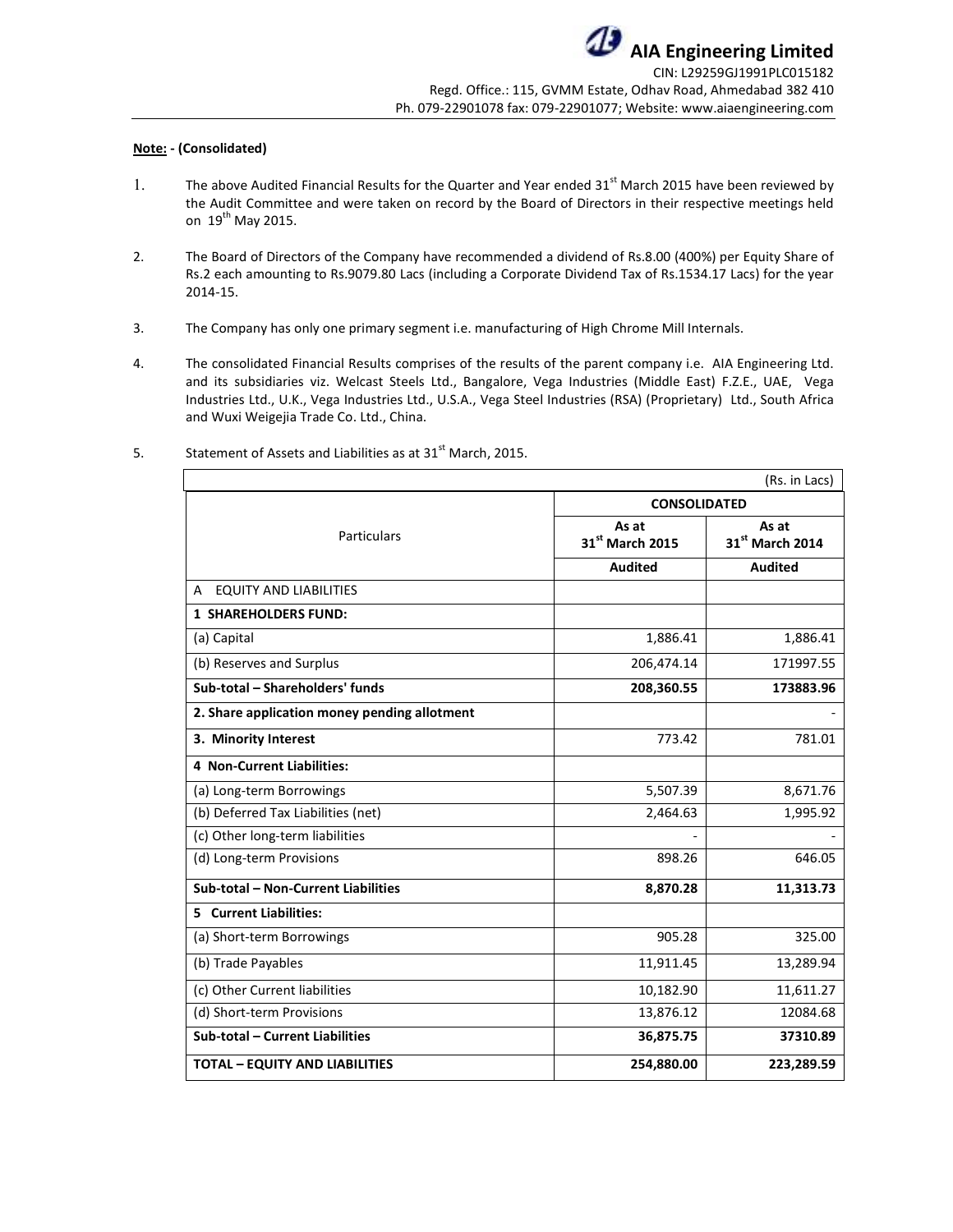# AIA Engineering Limited

CIN: L29259GJ1991PLC015182
Regd. Office.: 115, GVMM Estate, Odhav Road, Ahmedabad 382 410
Ph. 079-22901078 fax: 079-22901077; Website: www.aiaengineering.com

**Note: - (Consolidated)**

1. The above Audited Financial Results for the Quarter and Year ended 31st March 2015 have been reviewed by the Audit Committee and were taken on record by the Board of Directors in their respective meetings held on 19th May 2015.

2. The Board of Directors of the Company have recommended a dividend of Rs.8.00 (400%) per Equity Share of Rs.2 each amounting to Rs.9079.80 Lacs (including a Corporate Dividend Tax of Rs.1534.17 Lacs) for the year 2014-15.

3. The Company has only one primary segment i.e. manufacturing of High Chrome Mill Internals.

4. The consolidated Financial Results comprises of the results of the parent company i.e. AIA Engineering Ltd. and its subsidiaries viz. Welcast Steels Ltd., Bangalore, Vega Industries (Middle East) F.Z.E., UAE, Vega Industries Ltd., U.K., Vega Industries Ltd., U.S.A., Vega Steel Industries (RSA) (Proprietary) Ltd., South Africa and Wuxi Weigejia Trade Co. Ltd., China.

5. Statement of Assets and Liabilities as at 31st March, 2015.

(Rs. in Lacs)

| Particulars | CONSOLIDATED | |
|---|---|---|
| | As at 31st March 2015 | As at 31st March 2014 |
| | **Audited** | **Audited** |
| A EQUITY AND LIABILITIES | | |
| **1 SHAREHOLDERS FUND:** | | |
| (a) Capital | 1,886.41 | 1,886.41 |
| (b) Reserves and Surplus | 206,474.14 | 171997.55 |
| **Sub-total – Shareholders' funds** | **208,360.55** | **173883.96** |
| **2. Share application money pending allotment** | | - |
| **3. Minority Interest** | 773.42 | 781.01 |
| **4 Non-Current Liabilities:** | | |
| (a) Long-term Borrowings | 5,507.39 | 8,671.76 |
| (b) Deferred Tax Liabilities (net) | 2,464.63 | 1,995.92 |
| (c) Other long-term liabilities | - | - |
| (d) Long-term Provisions | 898.26 | 646.05 |
| **Sub-total – Non-Current Liabilities** | **8,870.28** | **11,313.73** |
| **5 Current Liabilities:** | | |
| (a) Short-term Borrowings | 905.28 | 325.00 |
| (b) Trade Payables | 11,911.45 | 13,289.94 |
| (c) Other Current liabilities | 10,182.90 | 11,611.27 |
| (d) Short-term Provisions | 13,876.12 | 12084.68 |
| **Sub-total – Current Liabilities** | **36,875.75** | **37310.89** |
| **TOTAL – EQUITY AND LIABILITIES** | **254,880.00** | **223,289.59** |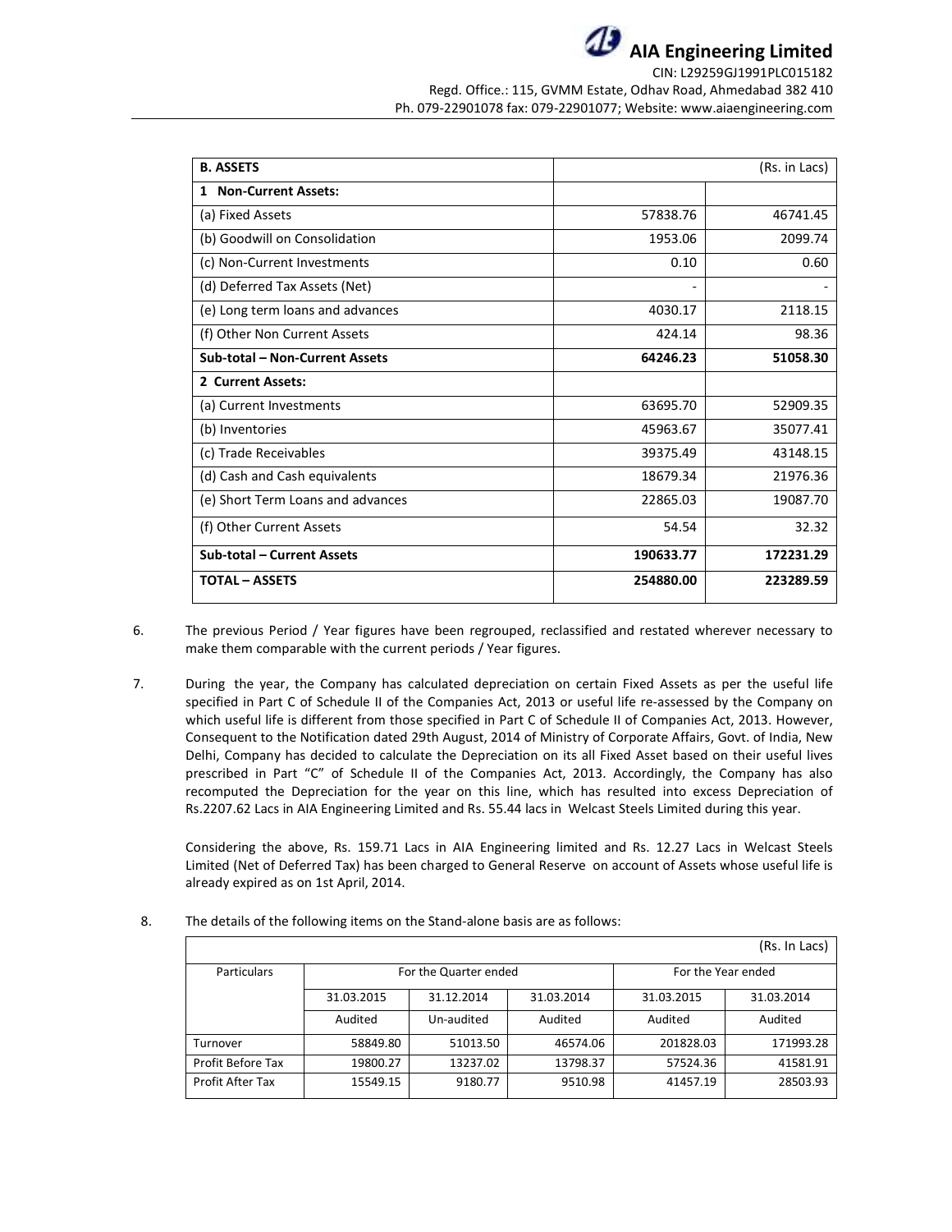| B. ASSETS | | (Rs. in Lacs) |
|---|---|---|
| **1 Non-Current Assets:** | | |
| (a) Fixed Assets | 57838.76 | 46741.45 |
| (b) Goodwill on Consolidation | 1953.06 | 2099.74 |
| (c) Non-Current Investments | 0.10 | 0.60 |
| (d) Deferred Tax Assets (Net) | - | - |
| (e) Long term loans and advances | 4030.17 | 2118.15 |
| (f) Other Non Current Assets | 424.14 | 98.36 |
| **Sub-total – Non-Current Assets** | **64246.23** | **51058.30** |
| **2 Current Assets:** | | |
| (a) Current Investments | 63695.70 | 52909.35 |
| (b) Inventories | 45963.67 | 35077.41 |
| (c) Trade Receivables | 39375.49 | 43148.15 |
| (d) Cash and Cash equivalents | 18679.34 | 21976.36 |
| (e) Short Term Loans and advances | 22865.03 | 19087.70 |
| (f) Other Current Assets | 54.54 | 32.32 |
| **Sub-total – Current Assets** | **190633.77** | **172231.29** |
| **TOTAL – ASSETS** | **254880.00** | **223289.59** |

6. The previous Period / Year figures have been regrouped, reclassified and restated wherever necessary to make them comparable with the current periods / Year figures.

7. During the year, the Company has calculated depreciation on certain Fixed Assets as per the useful life specified in Part C of Schedule II of the Companies Act, 2013 or useful life re-assessed by the Company on which useful life is different from those specified in Part C of Schedule II of Companies Act, 2013. However, Consequent to the Notification dated 29th August, 2014 of Ministry of Corporate Affairs, Govt. of India, New Delhi, Company has decided to calculate the Depreciation on its all Fixed Asset based on their useful lives prescribed in Part "C" of Schedule II of the Companies Act, 2013. Accordingly, the Company has also recomputed the Depreciation for the year on this line, which has resulted into excess Depreciation of Rs.2207.62 Lacs in AIA Engineering Limited and Rs. 55.44 lacs in Welcast Steels Limited during this year.

   Considering the above, Rs. 159.71 Lacs in AIA Engineering limited and Rs. 12.27 Lacs in Welcast Steels Limited (Net of Deferred Tax) has been charged to General Reserve on account of Assets whose useful life is already expired as on 1st April, 2014.

8. The details of the following items on the Stand-alone basis are as follows:

| | | | | | (Rs. In Lacs) |
|---|---|---|---|---|---|
| Particulars | For the Quarter ended | | | For the Year ended | |
| | 31.03.2015 | 31.12.2014 | 31.03.2014 | 31.03.2015 | 31.03.2014 |
| | Audited | Un-audited | Audited | Audited | Audited |
| Turnover | 58849.80 | 51013.50 | 46574.06 | 201828.03 | 171993.28 |
| Profit Before Tax | 19800.27 | 13237.02 | 13798.37 | 57524.36 | 41581.91 |
| Profit After Tax | 15549.15 | 9180.77 | 9510.98 | 41457.19 | 28503.93 |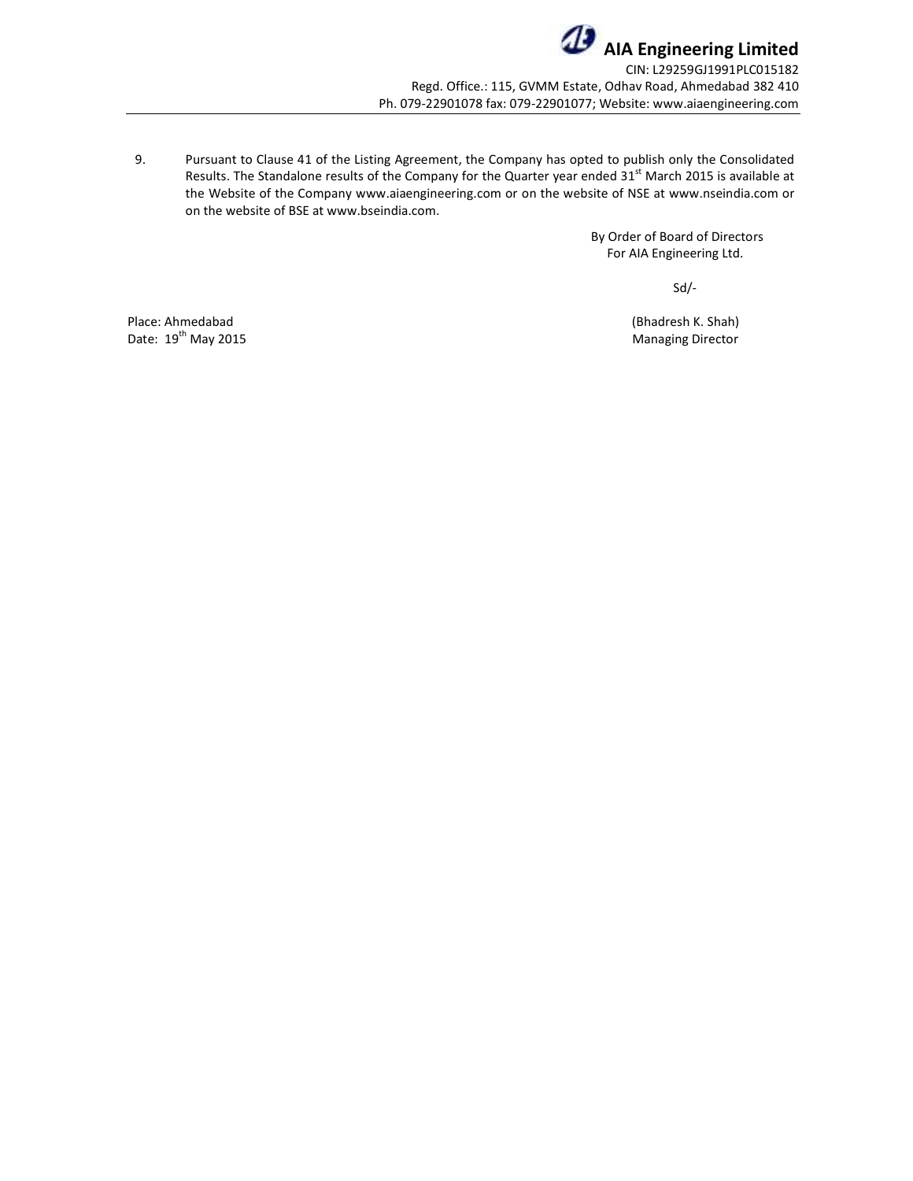9. Pursuant to Clause 41 of the Listing Agreement, the Company has opted to publish only the Consolidated Results. The Standalone results of the Company for the Quarter year ended 31st March 2015 is available at the Website of the Company www.aiaengineering.com or on the website of NSE at www.nseindia.com or on the website of BSE at www.bseindia.com.

By Order of Board of Directors
For AIA Engineering Ltd.

Sd/-

(Bhadresh K. Shah)
Managing Director

Place: Ahmedabad
Date: 19th May 2015